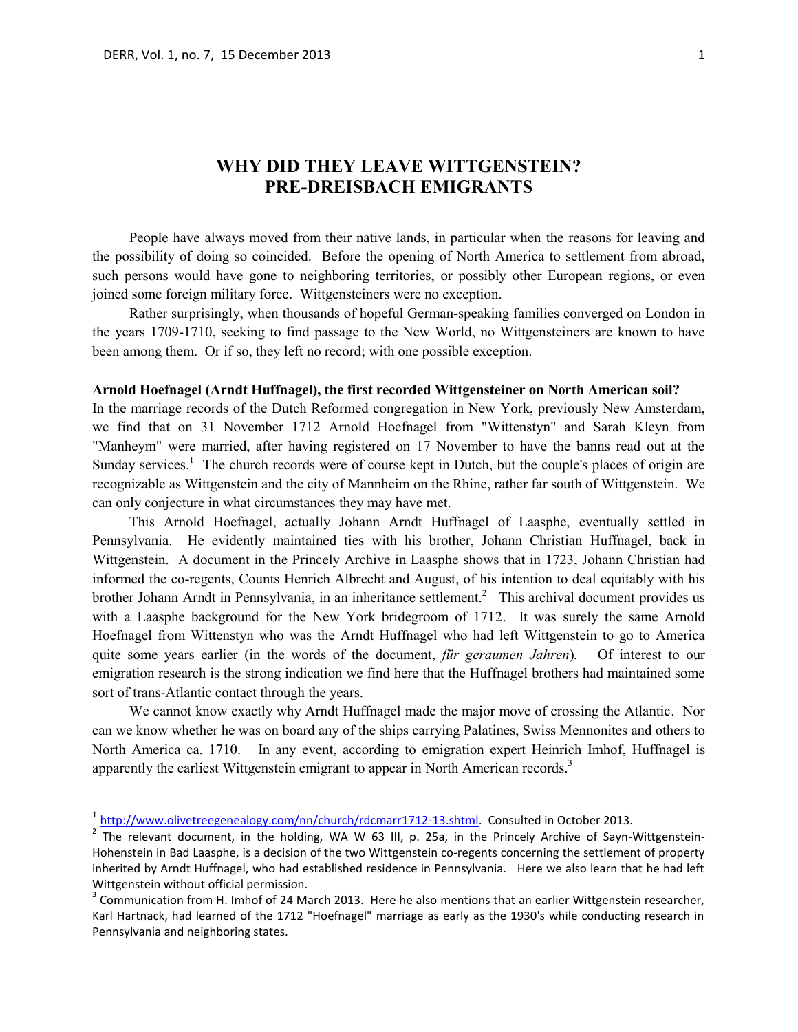# WHY DID THEY LEAVE WITTGENSTEIN?
# PRE-DREISBACH EMIGRANTS

People have always moved from their native lands, in particular when the reasons for leaving and the possibility of doing so coincided. Before the opening of North America to settlement from abroad, such persons would have gone to neighboring territories, or possibly other European regions, or even joined some foreign military force. Wittgensteiners were no exception.

Rather surprisingly, when thousands of hopeful German-speaking families converged on London in the years 1709-1710, seeking to find passage to the New World, no Wittgensteiners are known to have been among them. Or if so, they left no record; with one possible exception.

**Arnold Hoefnagel (Arndt Huffnagel), the first recorded Wittgensteiner on North American soil?**

In the marriage records of the Dutch Reformed congregation in New York, previously New Amsterdam, we find that on 31 November 1712 Arnold Hoefnagel from "Wittenstyn" and Sarah Kleyn from "Manheym" were married, after having registered on 17 November to have the banns read out at the Sunday services.[1] The church records were of course kept in Dutch, but the couple's places of origin are recognizable as Wittgenstein and the city of Mannheim on the Rhine, rather far south of Wittgenstein. We can only conjecture in what circumstances they may have met.

This Arnold Hoefnagel, actually Johann Arndt Huffnagel of Laasphe, eventually settled in Pennsylvania. He evidently maintained ties with his brother, Johann Christian Huffnagel, back in Wittgenstein. A document in the Princely Archive in Laasphe shows that in 1723, Johann Christian had informed the co-regents, Counts Henrich Albrecht and August, of his intention to deal equitably with his brother Johann Arndt in Pennsylvania, in an inheritance settlement.[2] This archival document provides us with a Laasphe background for the New York bridegroom of 1712. It was surely the same Arnold Hoefnagel from Wittenstyn who was the Arndt Huffnagel who had left Wittgenstein to go to America quite some years earlier (in the words of the document, *für geraumen Jahren*). Of interest to our emigration research is the strong indication we find here that the Huffnagel brothers had maintained some sort of trans-Atlantic contact through the years.

We cannot know exactly why Arndt Huffnagel made the major move of crossing the Atlantic. Nor can we know whether he was on board any of the ships carrying Palatines, Swiss Mennonites and others to North America ca. 1710. In any event, according to emigration expert Heinrich Imhof, Huffnagel is apparently the earliest Wittgenstein emigrant to appear in North American records.[3]

---

[1] http://www.olivetreegenealogy.com/nn/church/rdcmarr1712-13.shtml. Consulted in October 2013.

[2] The relevant document, in the holding, WA W 63 III, p. 25a, in the Princely Archive of Sayn-Wittgenstein-Hohenstein in Bad Laasphe, is a decision of the two Wittgenstein co-regents concerning the settlement of property inherited by Arndt Huffnagel, who had established residence in Pennsylvania. Here we also learn that he had left Wittgenstein without official permission.

[3] Communication from H. Imhof of 24 March 2013. Here he also mentions that an earlier Wittgenstein researcher, Karl Hartnack, had learned of the 1712 "Hoefnagel" marriage as early as the 1930's while conducting research in Pennsylvania and neighboring states.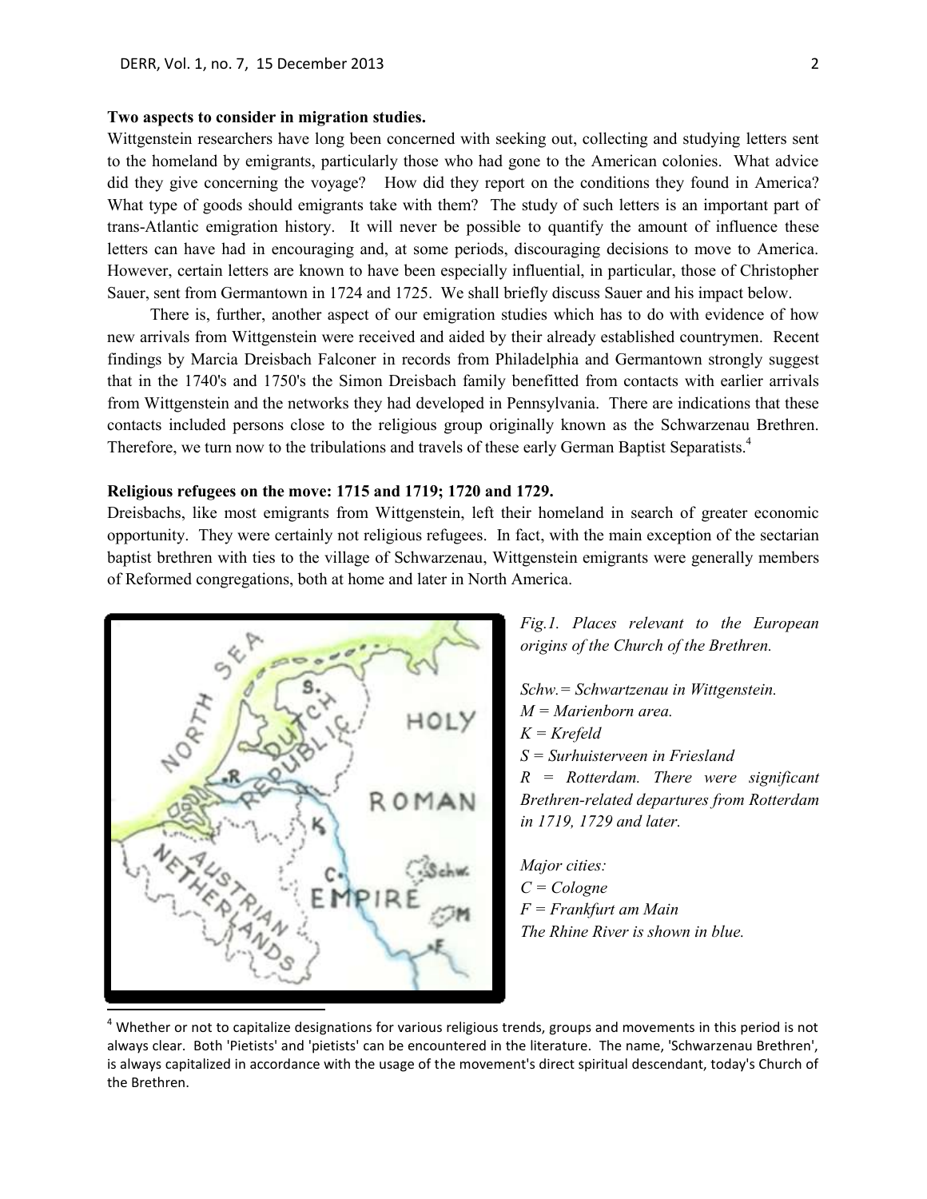**Two aspects to consider in migration studies.**

Wittgenstein researchers have long been concerned with seeking out, collecting and studying letters sent to the homeland by emigrants, particularly those who had gone to the American colonies. What advice did they give concerning the voyage? How did they report on the conditions they found in America? What type of goods should emigrants take with them? The study of such letters is an important part of trans-Atlantic emigration history. It will never be possible to quantify the amount of influence these letters can have had in encouraging and, at some periods, discouraging decisions to move to America. However, certain letters are known to have been especially influential, in particular, those of Christopher Sauer, sent from Germantown in 1724 and 1725. We shall briefly discuss Sauer and his impact below.

There is, further, another aspect of our emigration studies which has to do with evidence of how new arrivals from Wittgenstein were received and aided by their already established countrymen. Recent findings by Marcia Dreisbach Falconer in records from Philadelphia and Germantown strongly suggest that in the 1740's and 1750's the Simon Dreisbach family benefitted from contacts with earlier arrivals from Wittgenstein and the networks they had developed in Pennsylvania. There are indications that these contacts included persons close to the religious group originally known as the Schwarzenau Brethren. Therefore, we turn now to the tribulations and travels of these early German Baptist Separatists.[4]

**Religious refugees on the move: 1715 and 1719; 1720 and 1729.**

Dreisbachs, like most emigrants from Wittgenstein, left their homeland in search of greater economic opportunity. They were certainly not religious refugees. In fact, with the main exception of the sectarian baptist brethren with ties to the village of Schwarzenau, Wittgenstein emigrants were generally members of Reformed congregations, both at home and later in North America.

*Fig.1. Places relevant to the European origins of the Church of the Brethren.*

*Schw.= Schwartzenau in Wittgenstein.*
*M = Marienborn area.*
*K = Krefeld*
*S = Surhuisterveen in Friesland*
*R = Rotterdam. There were significant Brethren-related departures from Rotterdam in 1719, 1729 and later.*

*Major cities:*
*C = Cologne*
*F = Frankfurt am Main*
*The Rhine River is shown in blue.*

[4] Whether or not to capitalize designations for various religious trends, groups and movements in this period is not always clear. Both 'Pietists' and 'pietists' can be encountered in the literature. The name, 'Schwarzenau Brethren', is always capitalized in accordance with the usage of the movement's direct spiritual descendant, today's Church of the Brethren.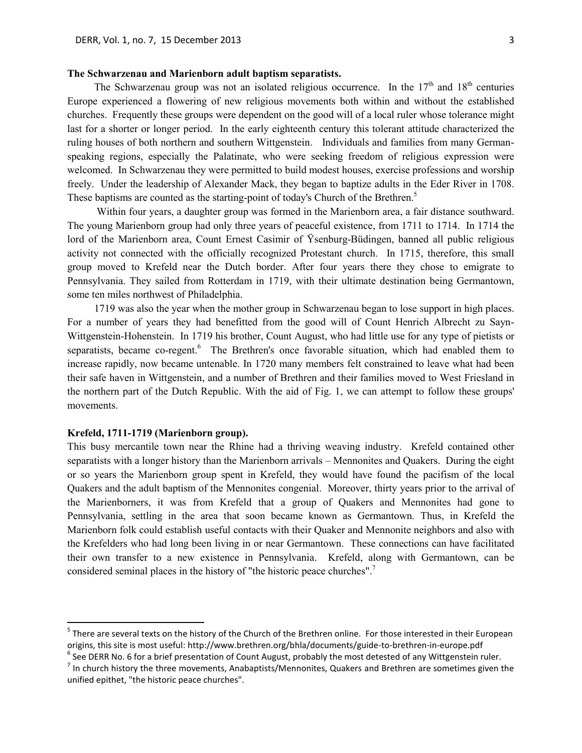**The Schwarzenau and Marienborn adult baptism separatists.**

The Schwarzenau group was not an isolated religious occurrence. In the $17^{th}$ and $18^{th}$ centuries Europe experienced a flowering of new religious movements both within and without the established churches. Frequently these groups were dependent on the good will of a local ruler whose tolerance might last for a shorter or longer period. In the early eighteenth century this tolerant attitude characterized the ruling houses of both northern and southern Wittgenstein. Individuals and families from many German-speaking regions, especially the Palatinate, who were seeking freedom of religious expression were welcomed. In Schwarzenau they were permitted to build modest houses, exercise professions and worship freely. Under the leadership of Alexander Mack, they began to baptize adults in the Eder River in 1708. These baptisms are counted as the starting-point of today's Church of the Brethren.[5]

Within four years, a daughter group was formed in the Marienborn area, a fair distance southward. The young Marienborn group had only three years of peaceful existence, from 1711 to 1714. In 1714 the lord of the Marienborn area, Count Ernest Casimir of Ÿsenburg-Büdingen, banned all public religious activity not connected with the officially recognized Protestant church. In 1715, therefore, this small group moved to Krefeld near the Dutch border. After four years there they chose to emigrate to Pennsylvania. They sailed from Rotterdam in 1719, with their ultimate destination being Germantown, some ten miles northwest of Philadelphia.

1719 was also the year when the mother group in Schwarzenau began to lose support in high places. For a number of years they had benefitted from the good will of Count Henrich Albrecht zu Sayn-Wittgenstein-Hohenstein. In 1719 his brother, Count August, who had little use for any type of pietists or separatists, became co-regent.[6] The Brethren's once favorable situation, which had enabled them to increase rapidly, now became untenable. In 1720 many members felt constrained to leave what had been their safe haven in Wittgenstein, and a number of Brethren and their families moved to West Friesland in the northern part of the Dutch Republic. With the aid of Fig. 1, we can attempt to follow these groups' movements.

**Krefeld, 1711-1719 (Marienborn group).**

This busy mercantile town near the Rhine had a thriving weaving industry. Krefeld contained other separatists with a longer history than the Marienborn arrivals – Mennonites and Quakers. During the eight or so years the Marienborn group spent in Krefeld, they would have found the pacifism of the local Quakers and the adult baptism of the Mennonites congenial. Moreover, thirty years prior to the arrival of the Marienborners, it was from Krefeld that a group of Quakers and Mennonites had gone to Pennsylvania, settling in the area that soon became known as Germantown. Thus, in Krefeld the Marienborn folk could establish useful contacts with their Quaker and Mennonite neighbors and also with the Krefelders who had long been living in or near Germantown. These connections can have facilitated their own transfer to a new existence in Pennsylvania. Krefeld, along with Germantown, can be considered seminal places in the history of "the historic peace churches".[7]

---

[5] There are several texts on the history of the Church of the Brethren online. For those interested in their European origins, this site is most useful: http://www.brethren.org/bhla/documents/guide-to-brethren-in-europe.pdf

[6] See DERR No. 6 for a brief presentation of Count August, probably the most detested of any Wittgenstein ruler.

[7] In church history the three movements, Anabaptists/Mennonites, Quakers and Brethren are sometimes given the unified epithet, "the historic peace churches".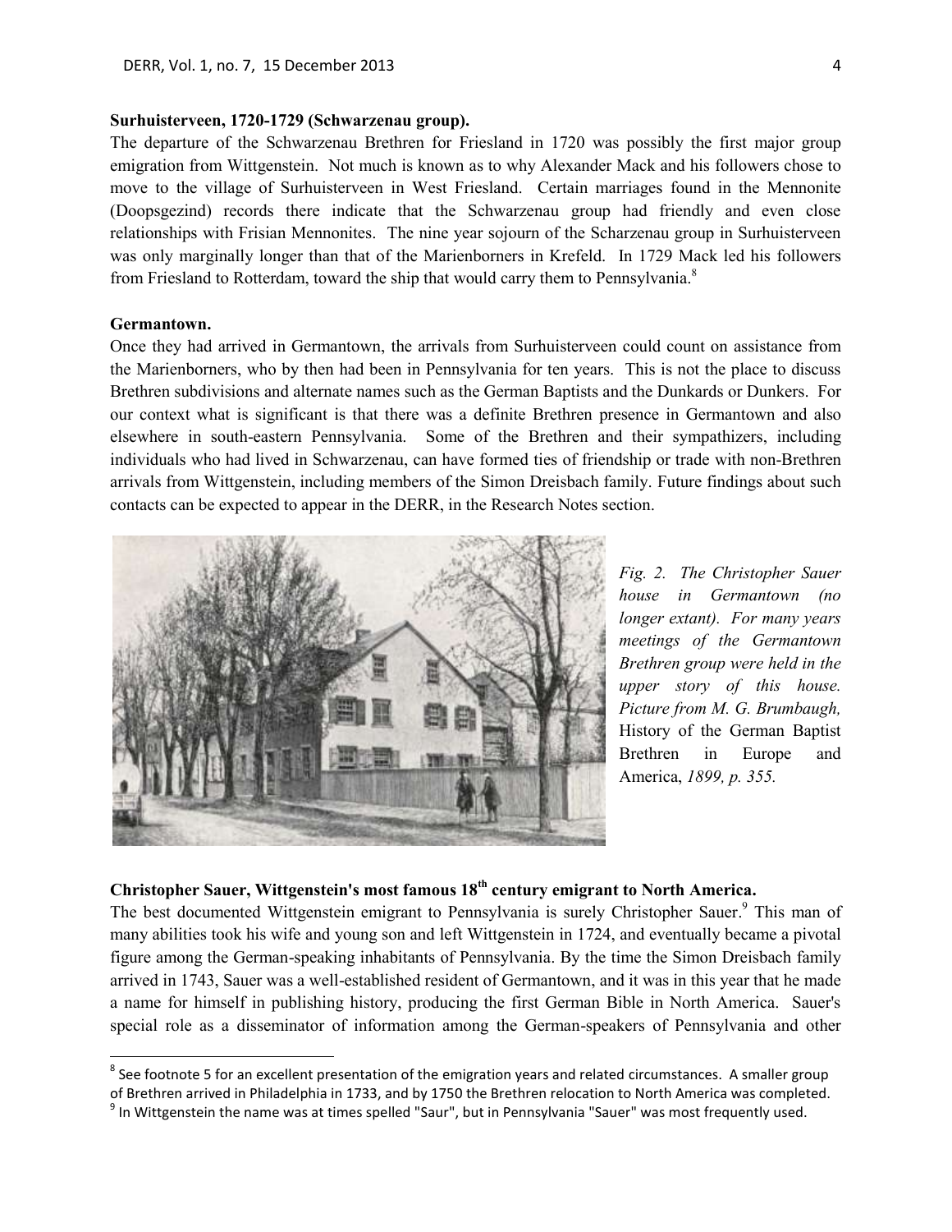**Surhuisterveen, 1720-1729 (Schwarzenau group).**

The departure of the Schwarzenau Brethren for Friesland in 1720 was possibly the first major group emigration from Wittgenstein. Not much is known as to why Alexander Mack and his followers chose to move to the village of Surhuisterveen in West Friesland. Certain marriages found in the Mennonite (Doopsgezind) records there indicate that the Schwarzenau group had friendly and even close relationships with Frisian Mennonites. The nine year sojourn of the Scharzenau group in Surhuisterveen was only marginally longer than that of the Marienborners in Krefeld. In 1729 Mack led his followers from Friesland to Rotterdam, toward the ship that would carry them to Pennsylvania.[8]

**Germantown.**

Once they had arrived in Germantown, the arrivals from Surhuisterveen could count on assistance from the Marienborners, who by then had been in Pennsylvania for ten years. This is not the place to discuss Brethren subdivisions and alternate names such as the German Baptists and the Dunkards or Dunkers. For our context what is significant is that there was a definite Brethren presence in Germantown and also elsewhere in south-eastern Pennsylvania. Some of the Brethren and their sympathizers, including individuals who had lived in Schwarzenau, can have formed ties of friendship or trade with non-Brethren arrivals from Wittgenstein, including members of the Simon Dreisbach family. Future findings about such contacts can be expected to appear in the DERR, in the Research Notes section.

*Fig. 2. The Christopher Sauer house in Germantown (no longer extant). For many years meetings of the Germantown Brethren group were held in the upper story of this house. Picture from M. G. Brumbaugh,* History of the German Baptist Brethren in Europe and America, *1899, p. 355.*

**Christopher Sauer, Wittgenstein's most famous 18th century emigrant to North America.**

The best documented Wittgenstein emigrant to Pennsylvania is surely Christopher Sauer.[9] This man of many abilities took his wife and young son and left Wittgenstein in 1724, and eventually became a pivotal figure among the German-speaking inhabitants of Pennsylvania. By the time the Simon Dreisbach family arrived in 1743, Sauer was a well-established resident of Germantown, and it was in this year that he made a name for himself in publishing history, producing the first German Bible in North America. Sauer's special role as a disseminator of information among the German-speakers of Pennsylvania and other

---

[8] See footnote 5 for an excellent presentation of the emigration years and related circumstances. A smaller group of Brethren arrived in Philadelphia in 1733, and by 1750 the Brethren relocation to North America was completed.

[9] In Wittgenstein the name was at times spelled "Saur", but in Pennsylvania "Sauer" was most frequently used.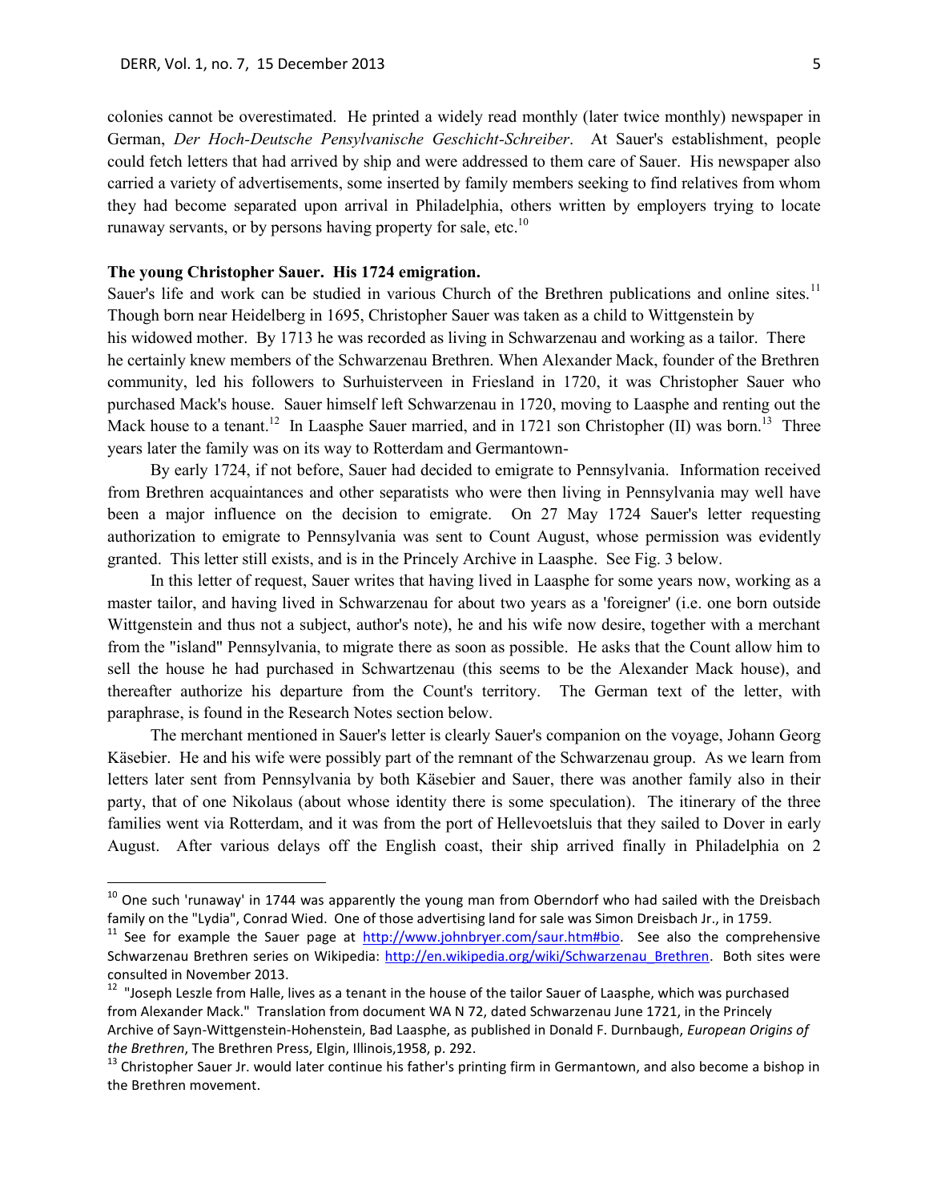colonies cannot be overestimated. He printed a widely read monthly (later twice monthly) newspaper in German, *Der Hoch-Deutsche Pensylvanische Geschicht-Schreiber*. At Sauer's establishment, people could fetch letters that had arrived by ship and were addressed to them care of Sauer. His newspaper also carried a variety of advertisements, some inserted by family members seeking to find relatives from whom they had become separated upon arrival in Philadelphia, others written by employers trying to locate runaway servants, or by persons having property for sale, etc.[10]

**The young Christopher Sauer. His 1724 emigration.**

Sauer's life and work can be studied in various Church of the Brethren publications and online sites.[11] Though born near Heidelberg in 1695, Christopher Sauer was taken as a child to Wittgenstein by his widowed mother. By 1713 he was recorded as living in Schwarzenau and working as a tailor. There he certainly knew members of the Schwarzenau Brethren. When Alexander Mack, founder of the Brethren community, led his followers to Surhuisterveen in Friesland in 1720, it was Christopher Sauer who purchased Mack's house. Sauer himself left Schwarzenau in 1720, moving to Laasphe and renting out the Mack house to a tenant.[12] In Laasphe Sauer married, and in 1721 son Christopher (II) was born.[13] Three years later the family was on its way to Rotterdam and Germantown-

By early 1724, if not before, Sauer had decided to emigrate to Pennsylvania. Information received from Brethren acquaintances and other separatists who were then living in Pennsylvania may well have been a major influence on the decision to emigrate. On 27 May 1724 Sauer's letter requesting authorization to emigrate to Pennsylvania was sent to Count August, whose permission was evidently granted. This letter still exists, and is in the Princely Archive in Laasphe. See Fig. 3 below.

In this letter of request, Sauer writes that having lived in Laasphe for some years now, working as a master tailor, and having lived in Schwarzenau for about two years as a 'foreigner' (i.e. one born outside Wittgenstein and thus not a subject, author's note), he and his wife now desire, together with a merchant from the "island" Pensylvania, to migrate there as soon as possible. He asks that the Count allow him to sell the house he had purchased in Schwartzenau (this seems to be the Alexander Mack house), and thereafter authorize his departure from the Count's territory. The German text of the letter, with paraphrase, is found in the Research Notes section below.

The merchant mentioned in Sauer's letter is clearly Sauer's companion on the voyage, Johann Georg Käsebier. He and his wife were possibly part of the remnant of the Schwarzenau group. As we learn from letters later sent from Pennsylvania by both Käsebier and Sauer, there was another family also in their party, that of one Nikolaus (about whose identity there is some speculation). The itinerary of the three families went via Rotterdam, and it was from the port of Hellevoetsluis that they sailed to Dover in early August. After various delays off the English coast, their ship arrived finally in Philadelphia on 2

---

[10] One such 'runaway' in 1744 was apparently the young man from Oberndorf who had sailed with the Dreisbach family on the "Lydia", Conrad Wied. One of those advertising land for sale was Simon Dreisbach Jr., in 1759.

[11] See for example the Sauer page at http://www.johnbryer.com/saur.htm#bio. See also the comprehensive Schwarzenau Brethren series on Wikipedia: http://en.wikipedia.org/wiki/Schwarzenau_Brethren. Both sites were consulted in November 2013.

[12] "Joseph Leszle from Halle, lives as a tenant in the house of the tailor Sauer of Laasphe, which was purchased from Alexander Mack." Translation from document WA N 72, dated Schwarzenau June 1721, in the Princely Archive of Sayn-Wittgenstein-Hohenstein, Bad Laasphe, as published in Donald F. Durnbaugh, *European Origins of the Brethren*, The Brethren Press, Elgin, Illinois,1958, p. 292.

[13] Christopher Sauer Jr. would later continue his father's printing firm in Germantown, and also become a bishop in the Brethren movement.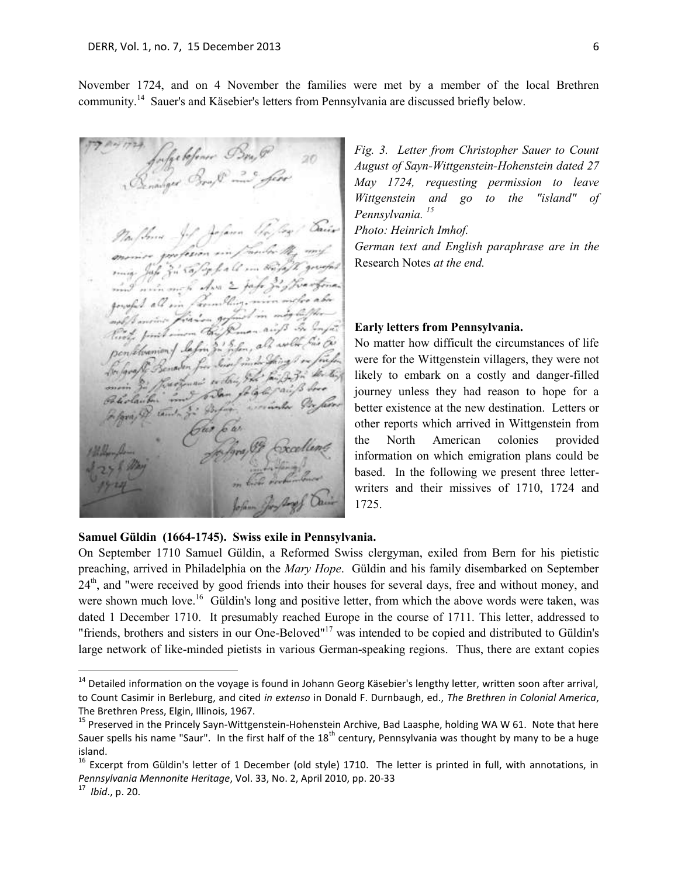November 1724, and on 4 November the families were met by a member of the local Brethren community.[14] Sauer's and Käsebier's letters from Pennsylvania are discussed briefly below.

*Fig. 3. Letter from Christopher Sauer to Count August of Sayn-Wittgenstein-Hohenstein dated 27 May 1724, requesting permission to leave Wittgenstein and go to the "island" of Pennsylvania.[15]*
*Photo: Heinrich Imhof.*
*German text and English paraphrase are in the* Research Notes *at the end.*

**Early letters from Pennsylvania.**

No matter how difficult the circumstances of life were for the Wittgenstein villagers, they were not likely to embark on a costly and danger-filled journey unless they had reason to hope for a better existence at the new destination. Letters or other reports which arrived in Wittgenstein from the North American colonies provided information on which emigration plans could be based. In the following we present three letter-writers and their missives of 1710, 1724 and 1725.

**Samuel Güldin (1664-1745). Swiss exile in Pennsylvania.**

On September 1710 Samuel Güldin, a Reformed Swiss clergyman, exiled from Bern for his pietistic preaching, arrived in Philadelphia on the *Mary Hope*. Güldin and his family disembarked on September 24th, and "were received by good friends into their houses for several days, free and without money, and were shown much love.[16] Güldin's long and positive letter, from which the above words were taken, was dated 1 December 1710. It presumably reached Europe in the course of 1711. This letter, addressed to "friends, brothers and sisters in our One-Beloved"[17] was intended to be copied and distributed to Güldin's large network of like-minded pietists in various German-speaking regions. Thus, there are extant copies

---

[14] Detailed information on the voyage is found in Johann Georg Käsebier's lengthy letter, written soon after arrival, to Count Casimir in Berleburg, and cited *in extenso* in Donald F. Durnbaugh, ed., *The Brethren in Colonial America*, The Brethren Press, Elgin, Illinois, 1967.

[15] Preserved in the Princely Sayn-Wittgenstein-Hohenstein Archive, Bad Laasphe, holding WA W 61. Note that here Sauer spells his name "Saur". In the first half of the 18th century, Pennsylvania was thought by many to be a huge island.

[16] Excerpt from Güldin's letter of 1 December (old style) 1710. The letter is printed in full, with annotations, in *Pennsylvania Mennonite Heritage*, Vol. 33, No. 2, April 2010, pp. 20-33

[17] *Ibid*., p. 20.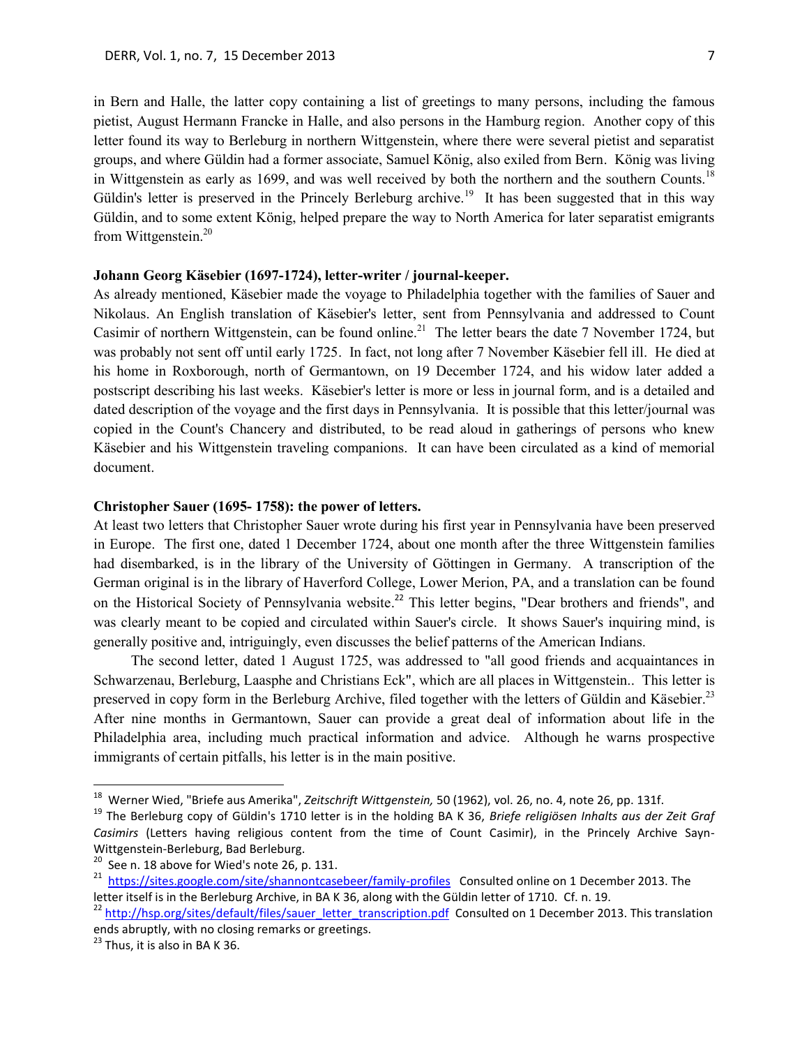in Bern and Halle, the latter copy containing a list of greetings to many persons, including the famous pietist, August Hermann Francke in Halle, and also persons in the Hamburg region. Another copy of this letter found its way to Berleburg in northern Wittgenstein, where there were several pietist and separatist groups, and where Güldin had a former associate, Samuel König, also exiled from Bern. König was living in Wittgenstein as early as 1699, and was well received by both the northern and the southern Counts.[18] Güldin's letter is preserved in the Princely Berleburg archive.[19] It has been suggested that in this way Güldin, and to some extent König, helped prepare the way to North America for later separatist emigrants from Wittgenstein.[20]

**Johann Georg Käsebier (1697-1724), letter-writer / journal-keeper.**

As already mentioned, Käsebier made the voyage to Philadelphia together with the families of Sauer and Nikolaus. An English translation of Käsebier's letter, sent from Pennsylvania and addressed to Count Casimir of northern Wittgenstein, can be found online.[21] The letter bears the date 7 November 1724, but was probably not sent off until early 1725. In fact, not long after 7 November Käsebier fell ill. He died at his home in Roxborough, north of Germantown, on 19 December 1724, and his widow later added a postscript describing his last weeks. Käsebier's letter is more or less in journal form, and is a detailed and dated description of the voyage and the first days in Pennsylvania. It is possible that this letter/journal was copied in the Count's Chancery and distributed, to be read aloud in gatherings of persons who knew Käsebier and his Wittgenstein traveling companions. It can have been circulated as a kind of memorial document.

**Christopher Sauer (1695- 1758): the power of letters.**

At least two letters that Christopher Sauer wrote during his first year in Pennsylvania have been preserved in Europe. The first one, dated 1 December 1724, about one month after the three Wittgenstein families had disembarked, is in the library of the University of Göttingen in Germany. A transcription of the German original is in the library of Haverford College, Lower Merion, PA, and a translation can be found on the Historical Society of Pennsylvania website.[22] This letter begins, "Dear brothers and friends", and was clearly meant to be copied and circulated within Sauer's circle. It shows Sauer's inquiring mind, is generally positive and, intriguingly, even discusses the belief patterns of the American Indians.

The second letter, dated 1 August 1725, was addressed to "all good friends and acquaintances in Schwarzenau, Berleburg, Laasphe and Christians Eck", which are all places in Wittgenstein.. This letter is preserved in copy form in the Berleburg Archive, filed together with the letters of Güldin and Käsebier.[23] After nine months in Germantown, Sauer can provide a great deal of information about life in the Philadelphia area, including much practical information and advice. Although he warns prospective immigrants of certain pitfalls, his letter is in the main positive.

---

[18] Werner Wied, "Briefe aus Amerika", *Zeitschrift Wittgenstein,* 50 (1962), vol. 26, no. 4, note 26, pp. 131f.

[19] The Berleburg copy of Güldin's 1710 letter is in the holding BA K 36, *Briefe religiösen Inhalts aus der Zeit Graf Casimirs* (Letters having religious content from the time of Count Casimir), in the Princely Archive Sayn-Wittgenstein-Berleburg, Bad Berleburg.

[20] See n. 18 above for Wied's note 26, p. 131.

[21] https://sites.google.com/site/shannontcasebeer/family-profiles Consulted online on 1 December 2013. The letter itself is in the Berleburg Archive, in BA K 36, along with the Güldin letter of 1710. Cf. n. 19.

[22] http://hsp.org/sites/default/files/sauer_letter_transcription.pdf Consulted on 1 December 2013. This translation ends abruptly, with no closing remarks or greetings.

[23] Thus, it is also in BA K 36.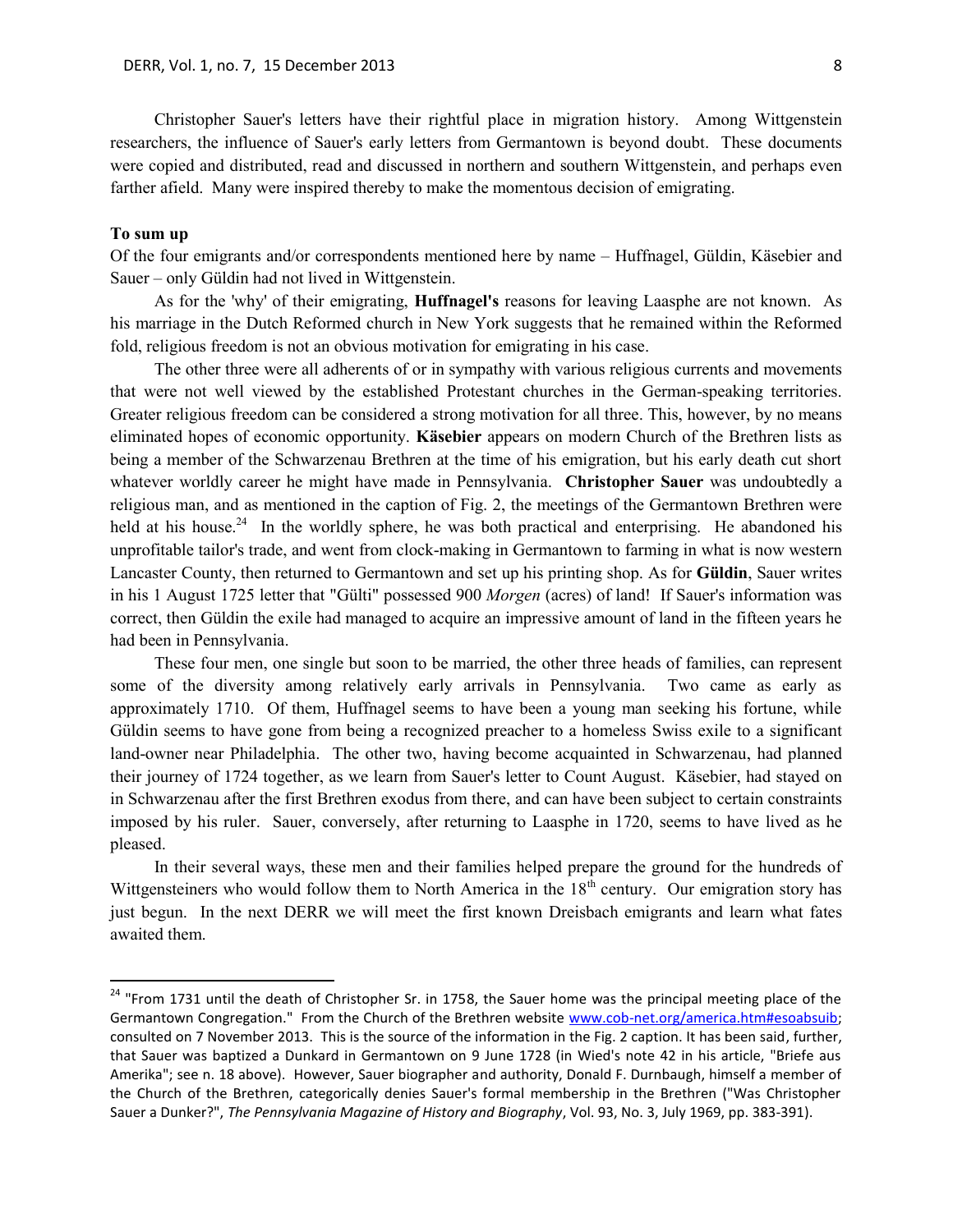Christopher Sauer's letters have their rightful place in migration history. Among Wittgenstein researchers, the influence of Sauer's early letters from Germantown is beyond doubt. These documents were copied and distributed, read and discussed in northern and southern Wittgenstein, and perhaps even farther afield. Many were inspired thereby to make the momentous decision of emigrating.

**To sum up**

Of the four emigrants and/or correspondents mentioned here by name – Huffnagel, Güldin, Käsebier and Sauer – only Güldin had not lived in Wittgenstein.

As for the 'why' of their emigrating, **Huffnagel's** reasons for leaving Laasphe are not known. As his marriage in the Dutch Reformed church in New York suggests that he remained within the Reformed fold, religious freedom is not an obvious motivation for emigrating in his case.

The other three were all adherents of or in sympathy with various religious currents and movements that were not well viewed by the established Protestant churches in the German-speaking territories. Greater religious freedom can be considered a strong motivation for all three. This, however, by no means eliminated hopes of economic opportunity. **Käsebier** appears on modern Church of the Brethren lists as being a member of the Schwarzenau Brethren at the time of his emigration, but his early death cut short whatever worldly career he might have made in Pennsylvania. **Christopher Sauer** was undoubtedly a religious man, and as mentioned in the caption of Fig. 2, the meetings of the Germantown Brethren were held at his house.[24] In the worldly sphere, he was both practical and enterprising. He abandoned his unprofitable tailor's trade, and went from clock-making in Germantown to farming in what is now western Lancaster County, then returned to Germantown and set up his printing shop. As for **Güldin**, Sauer writes in his 1 August 1725 letter that "Gülti" possessed 900 *Morgen* (acres) of land! If Sauer's information was correct, then Güldin the exile had managed to acquire an impressive amount of land in the fifteen years he had been in Pennsylvania.

These four men, one single but soon to be married, the other three heads of families, can represent some of the diversity among relatively early arrivals in Pennsylvania. Two came as early as approximately 1710. Of them, Huffnagel seems to have been a young man seeking his fortune, while Güldin seems to have gone from being a recognized preacher to a homeless Swiss exile to a significant land-owner near Philadelphia. The other two, having become acquainted in Schwarzenau, had planned their journey of 1724 together, as we learn from Sauer's letter to Count August. Käsebier, had stayed on in Schwarzenau after the first Brethren exodus from there, and can have been subject to certain constraints imposed by his ruler. Sauer, conversely, after returning to Laasphe in 1720, seems to have lived as he pleased.

In their several ways, these men and their families helped prepare the ground for the hundreds of Wittgensteiners who would follow them to North America in the 18th century. Our emigration story has just begun. In the next DERR we will meet the first known Dreisbach emigrants and learn what fates awaited them.

---

[24] "From 1731 until the death of Christopher Sr. in 1758, the Sauer home was the principal meeting place of the Germantown Congregation." From the Church of the Brethren website www.cob-net.org/america.htm#esoabsuib; consulted on 7 November 2013. This is the source of the information in the Fig. 2 caption. It has been said, further, that Sauer was baptized a Dunkard in Germantown on 9 June 1728 (in Wied's note 42 in his article, "Briefe aus Amerika"; see n. 18 above). However, Sauer biographer and authority, Donald F. Durnbaugh, himself a member of the Church of the Brethren, categorically denies Sauer's formal membership in the Brethren ("Was Christopher Sauer a Dunker?", *The Pennsylvania Magazine of History and Biography*, Vol. 93, No. 3, July 1969, pp. 383-391).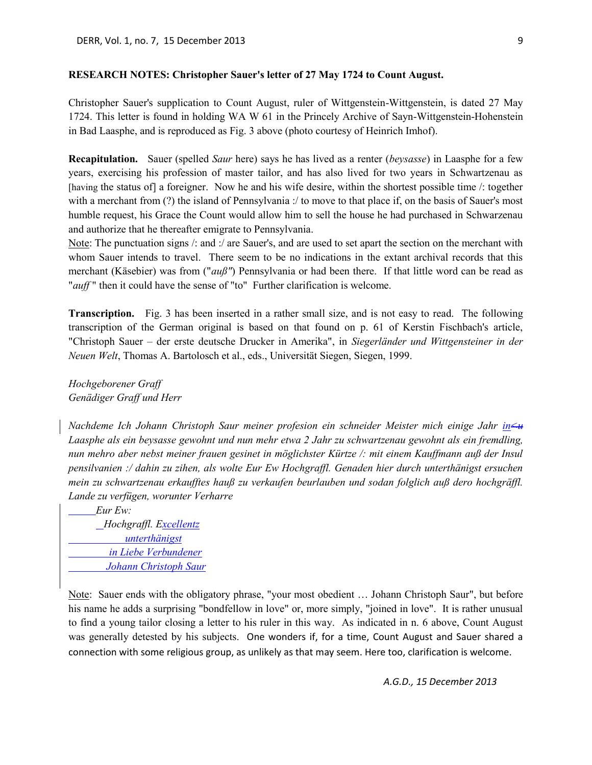**RESEARCH NOTES: Christopher Sauer's letter of 27 May 1724 to Count August.**

Christopher Sauer's supplication to Count August, ruler of Wittgenstein-Wittgenstein, is dated 27 May 1724. This letter is found in holding WA W 61 in the Princely Archive of Sayn-Wittgenstein-Hohenstein in Bad Laasphe, and is reproduced as Fig. 3 above (photo courtesy of Heinrich Imhof).

**Recapitulation.** Sauer (spelled *Saur* here) says he has lived as a renter (*beysasse*) in Laasphe for a few years, exercising his profession of master tailor, and has also lived for two years in Schwartzenau as [having the status of] a foreigner. Now he and his wife desire, within the shortest possible time /: together with a merchant from (?) the island of Pennsylvania :/ to move to that place if, on the basis of Sauer's most humble request, his Grace the Count would allow him to sell the house he had purchased in Schwarzenau and authorize that he thereafter emigrate to Pennsylvania.

Note: The punctuation signs /: and :/ are Sauer's, and are used to set apart the section on the merchant with whom Sauer intends to travel. There seem to be no indications in the extant archival records that this merchant (Käsebier) was from ("*auß"*) Pennsylvania or had been there. If that little word can be read as "*auff* " then it could have the sense of "to" Further clarification is welcome.

**Transcription.** Fig. 3 has been inserted in a rather small size, and is not easy to read. The following transcription of the German original is based on that found on p. 61 of Kerstin Fischbach's article, "Christoph Sauer – der erste deutsche Drucker in Amerika", in *Siegerländer und Wittgensteiner in der Neuen Welt*, Thomas A. Bartolosch et al., eds., Universität Siegen, Siegen, 1999.

*Hochgeborener Graff*
*Genädiger Graff und Herr*

*Nachdeme Ich Johann Christoph Saur meiner profesion ein schneider Meister mich einige Jahr in ~~zu~~ Laasphe als ein beysasse gewohnt und nun mehr etwa 2 Jahr zu schwartzenau gewohnt als ein fremdling, nun mehro aber nebst meiner frauen gesinet in möglichster Kürtze /: mit einem Kauffmann auß der Insul pensilvanien :/ dahin zu zihen, als wolte Eur Ew Hochgraffl. Genaden hier durch unterthänigst ersuchen mein zu schwartzenau erkaufftes hauß zu verkaufen beurlauben und sodan folglich auß dero hochgräffl. Lande zu verfügen, worunter Verharre*

*Eur Ew:*
*Hochgraffl. Excellentz*
*unterthänigst*
*in Liebe Verbundener*
*Johann Christoph Saur*

Note: Sauer ends with the obligatory phrase, "your most obedient … Johann Christoph Saur", but before his name he adds a surprising "bondfellow in love" or, more simply, "joined in love". It is rather unusual to find a young tailor closing a letter to his ruler in this way. As indicated in n. 6 above, Count August was generally detested by his subjects. One wonders if, for a time, Count August and Sauer shared a connection with some religious group, as unlikely as that may seem. Here too, clarification is welcome.

*A.G.D., 15 December 2013*